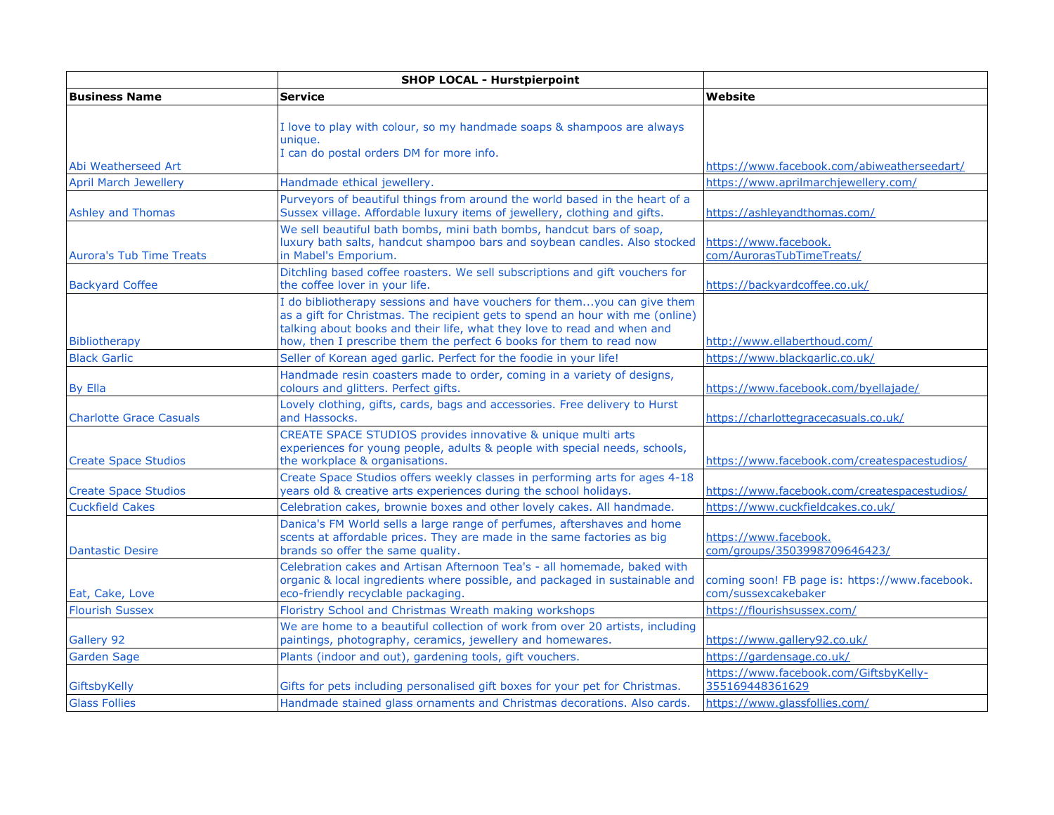| | SHOP LOCAL - Hurstpierpoint | |
|---|---|---|
| **Business Name** | **Service** | **Website** |
| Abi Weatherseed Art | I love to play with colour, so my handmade soaps & shampoos are always unique. I can do postal orders DM for more info. | https://www.facebook.com/abiweatherseedart/ |
| April March Jewellery | Handmade ethical jewellery. | https://www.aprilmarchjewellery.com/ |
| Ashley and Thomas | Purveyors of beautiful things from around the world based in the heart of a Sussex village. Affordable luxury items of jewellery, clothing and gifts. | https://ashleyandthomas.com/ |
| Aurora's Tub Time Treats | We sell beautiful bath bombs, mini bath bombs, handcut bars of soap, luxury bath salts, handcut shampoo bars and soybean candles. Also stocked in Mabel's Emporium. | https://www.facebook.com/AurorasTubTimeTreats/ |
| Backyard Coffee | Ditchling based coffee roasters. We sell subscriptions and gift vouchers for the coffee lover in your life. | https://backyardcoffee.co.uk/ |
| Bibliotherapy | I do bibliotherapy sessions and have vouchers for them...you can give them as a gift for Christmas. The recipient gets to spend an hour with me (online) talking about books and their life, what they love to read and when and how, then I prescribe them the perfect 6 books for them to read now | http://www.ellaberthoud.com/ |
| Black Garlic | Seller of Korean aged garlic. Perfect for the foodie in your life! | https://www.blackgarlic.co.uk/ |
| By Ella | Handmade resin coasters made to order, coming in a variety of designs, colours and glitters. Perfect gifts. | https://www.facebook.com/byellajade/ |
| Charlotte Grace Casuals | Lovely clothing, gifts, cards, bags and accessories. Free delivery to Hurst and Hassocks. | https://charlottegracecasuals.co.uk/ |
| Create Space Studios | CREATE SPACE STUDIOS provides innovative & unique multi arts experiences for young people, adults & people with special needs, schools, the workplace & organisations. | https://www.facebook.com/createspacestudios/ |
| Create Space Studios | Create Space Studios offers weekly classes in performing arts for ages 4-18 years old & creative arts experiences during the school holidays. | https://www.facebook.com/createspacestudios/ |
| Cuckfield Cakes | Celebration cakes, brownie boxes and other lovely cakes. All handmade. | https://www.cuckfieldcakes.co.uk/ |
| Dantastic Desire | Danica's FM World sells a large range of perfumes, aftershaves and home scents at affordable prices. They are made in the same factories as big brands so offer the same quality. | https://www.facebook.com/groups/3503998709646423/ |
| Eat, Cake, Love | Celebration cakes and Artisan Afternoon Tea's - all homemade, baked with organic & local ingredients where possible, and packaged in sustainable and eco-friendly recyclable packaging. | coming soon! FB page is: https://www.facebook.com/sussexcakebaker |
| Flourish Sussex | Floristry School and Christmas Wreath making workshops | https://flourishsussex.com/ |
| Gallery 92 | We are home to a beautiful collection of work from over 20 artists, including paintings, photography, ceramics, jewellery and homewares. | https://www.gallery92.co.uk/ |
| Garden Sage | Plants (indoor and out), gardening tools, gift vouchers. | https://gardensage.co.uk/ |
| GiftsbyKelly | Gifts for pets including personalised gift boxes for your pet for Christmas. | https://www.facebook.com/GiftsbyKelly-355169448361629 |
| Glass Follies | Handmade stained glass ornaments and Christmas decorations. Also cards. | https://www.glassfollies.com/ |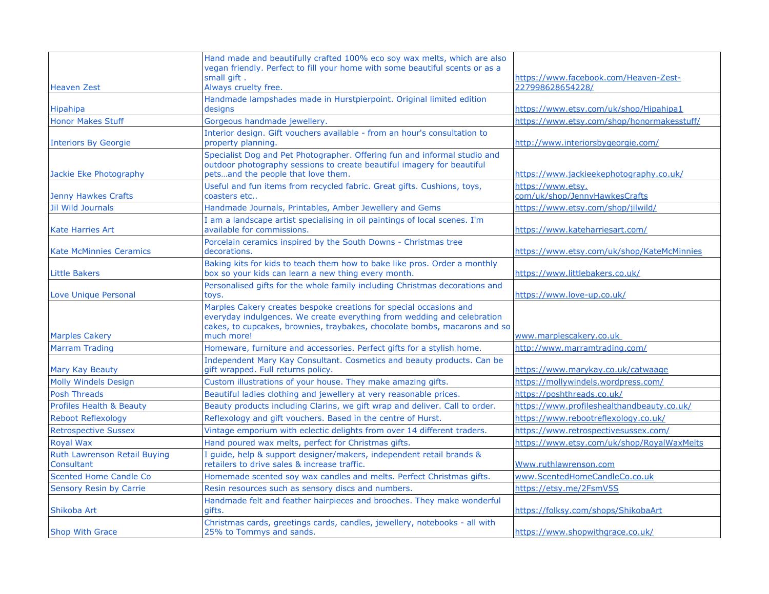| | | |
|---|---|---|
| Heaven Zest | Hand made and beautifully crafted 100% eco soy wax melts, which are also vegan friendly. Perfect to fill your home with some beautiful scents or as a small gift . Always cruelty free. | https://www.facebook.com/Heaven-Zest-227998628654228/ |
| Hipahipa | Handmade lampshades made in Hurstpierpoint. Original limited edition designs | https://www.etsy.com/uk/shop/Hipahipa1 |
| Honor Makes Stuff | Gorgeous handmade jewellery. | https://www.etsy.com/shop/honormakesstuff/ |
| Interiors By Georgie | Interior design. Gift vouchers available - from an hour's consultation to property planning. | http://www.interiorsbygeorgie.com/ |
| Jackie Eke Photography | Specialist Dog and Pet Photographer. Offering fun and informal studio and outdoor photography sessions to create beautiful imagery for beautiful pets…and the people that love them. | https://www.jackieekephotography.co.uk/ |
| Jenny Hawkes Crafts | Useful and fun items from recycled fabric. Great gifts. Cushions, toys, coasters etc.. | https://www.etsy.com/uk/shop/JennyHawkesCrafts |
| Jil Wild Journals | Handmade Journals, Printables, Amber Jewellery and Gems | https://www.etsy.com/shop/jilwild/ |
| Kate Harries Art | I am a landscape artist specialising in oil paintings of local scenes. I'm available for commissions. | https://www.kateharriesart.com/ |
| Kate McMinnies Ceramics | Porcelain ceramics inspired by the South Downs - Christmas tree decorations. | https://www.etsy.com/uk/shop/KateMcMinnies |
| Little Bakers | Baking kits for kids to teach them how to bake like pros. Order a monthly box so your kids can learn a new thing every month. | https://www.littlebakers.co.uk/ |
| Love Unique Personal | Personalised gifts for the whole family including Christmas decorations and toys. | https://www.love-up.co.uk/ |
| Marples Cakery | Marples Cakery creates bespoke creations for special occasions and everyday indulgences. We create everything from wedding and celebration cakes, to cupcakes, brownies, traybakes, chocolate bombs, macarons and so much more! | www.marplescakery.co.uk |
| Marram Trading | Homeware, furniture and accessories. Perfect gifts for a stylish home. | http://www.marramtrading.com/ |
| Mary Kay Beauty | Independent Mary Kay Consultant. Cosmetics and beauty products. Can be gift wrapped. Full returns policy. | https://www.marykay.co.uk/catwaage |
| Molly Windels Design | Custom illustrations of your house. They make amazing gifts. | https://mollywindels.wordpress.com/ |
| Posh Threads | Beautiful ladies clothing and jewellery at very reasonable prices. | https://poshthreads.co.uk/ |
| Profiles Health & Beauty | Beauty products including Clarins, we gift wrap and deliver. Call to order. | https://www.profileshealthandbeauty.co.uk/ |
| Reboot Reflexology | Reflexology and gift vouchers. Based in the centre of Hurst. | https://www.rebootreflexology.co.uk/ |
| Retrospective Sussex | Vintage emporium with eclectic delights from over 14 different traders. | https://www.retrospectivesussex.com/ |
| Royal Wax | Hand poured wax melts, perfect for Christmas gifts. | https://www.etsy.com/uk/shop/RoyalWaxMelts |
| Ruth Lawrenson Retail Buying Consultant | I guide, help & support designer/makers, independent retail brands & retailers to drive sales & increase traffic. | Www.ruthlawrenson.com |
| Scented Home Candle Co | Homemade scented soy wax candles and melts. Perfect Christmas gifts. | www.ScentedHomeCandleCo.co.uk |
| Sensory Resin by Carrie | Resin resources such as sensory discs and numbers. | https://etsy.me/2FsmV5S |
| Shikoba Art | Handmade felt and feather hairpieces and brooches. They make wonderful gifts. | https://folksy.com/shops/ShikobaArt |
| Shop With Grace | Christmas cards, greetings cards, candles, jewellery, notebooks - all with 25% to Tommys and sands. | https://www.shopwithgrace.co.uk/ |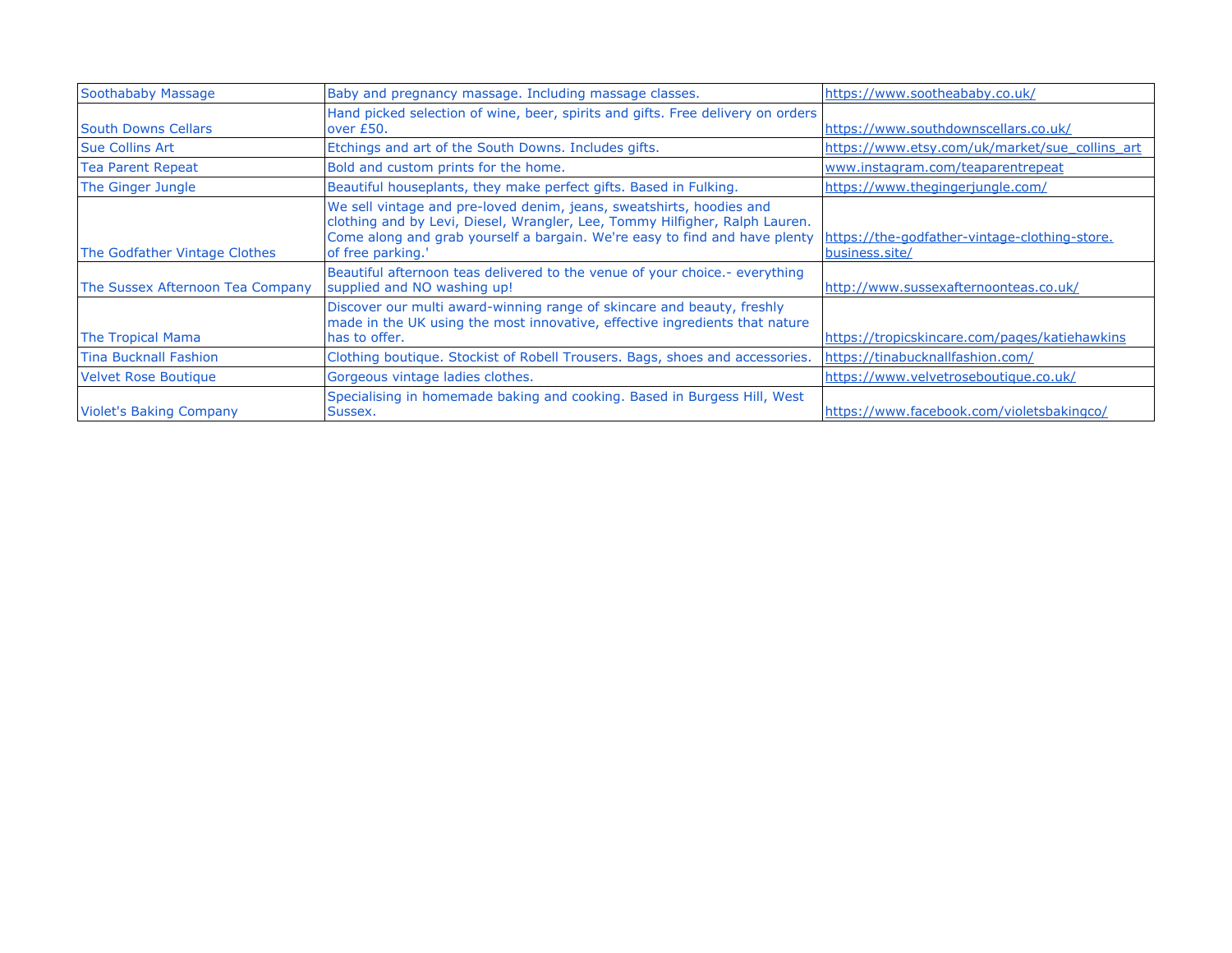| | | |
|---|---|---|
| Soothababy Massage | Baby and pregnancy massage. Including massage classes. | https://www.sootheababy.co.uk/ |
| South Downs Cellars | Hand picked selection of wine, beer, spirits and gifts. Free delivery on orders over £50. | https://www.southdownscellars.co.uk/ |
| Sue Collins Art | Etchings and art of the South Downs. Includes gifts. | https://www.etsy.com/uk/market/sue_collins_art |
| Tea Parent Repeat | Bold and custom prints for the home. | www.instagram.com/teaparentrepeat |
| The Ginger Jungle | Beautiful houseplants, they make perfect gifts. Based in Fulking. | https://www.thegingerjungle.com/ |
| The Godfather Vintage Clothes | We sell vintage and pre-loved denim, jeans, sweatshirts, hoodies and clothing and by Levi, Diesel, Wrangler, Lee, Tommy Hilfigher, Ralph Lauren. Come along and grab yourself a bargain. We're easy to find and have plenty of free parking.' | https://the-godfather-vintage-clothing-store.business.site/ |
| The Sussex Afternoon Tea Company | Beautiful afternoon teas delivered to the venue of your choice.- everything supplied and NO washing up! | http://www.sussexafternoonteas.co.uk/ |
| The Tropical Mama | Discover our multi award-winning range of skincare and beauty, freshly made in the UK using the most innovative, effective ingredients that nature has to offer. | https://tropicskincare.com/pages/katiehawkins |
| Tina Bucknall Fashion | Clothing boutique. Stockist of Robell Trousers. Bags, shoes and accessories. | https://tinabucknallfashion.com/ |
| Velvet Rose Boutique | Gorgeous vintage ladies clothes. | https://www.velvetroseboutique.co.uk/ |
| Violet's Baking Company | Specialising in homemade baking and cooking. Based in Burgess Hill, West Sussex. | https://www.facebook.com/violetsbakingco/ |